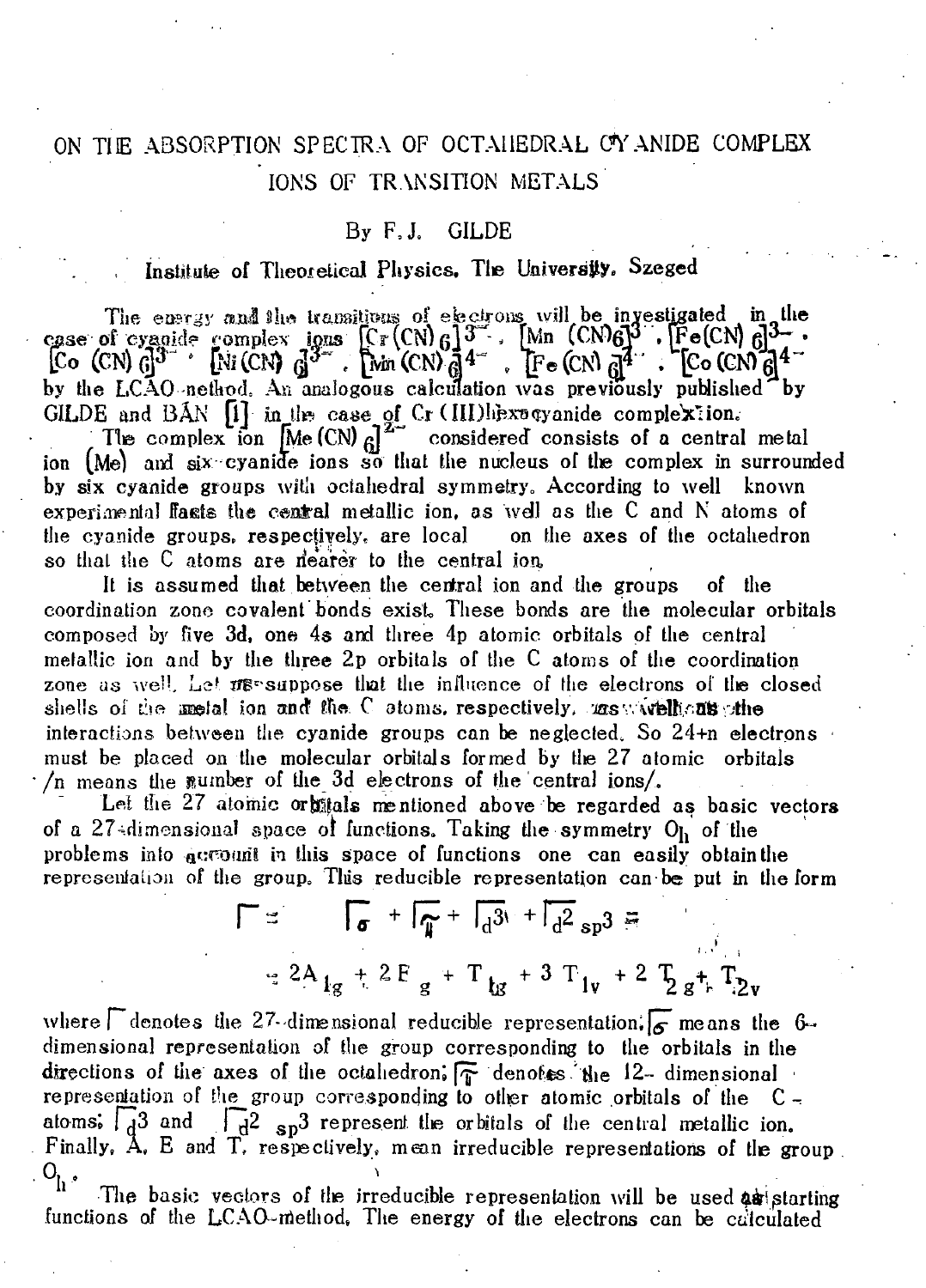# ON THE ABSORPTION SPECTRA OF OCTAHEDRAL CYANIDE COMPLEX IONS OF TRANSITION METALS

By F. J. GILDE

Institute of Theoretical Physics, The University, Szeged

The energy and the transitions of electrons will be investigated in the case of cyanide complex ions $[Cr(CN)_6]^{3-}$, $[Mn(CN)_6]^{3-}$, $[Fe(CN)_6]^{3-}$, $[Co(CN)_6]^{3-}$, $[Ni(CN)_6]^{3-}$, $[Mn(CN)_6]^{4-}$, $[Fe(CN)_6]^{4-}$, $[Co(CN)_6]^{4-}$ by the LCAO-method. An analogous calculation was previously published by GILDE and BÁN [1] in the case of Cr (III) hexacyanide complex ion.

The complex ion $[Me(CN)_6]^{z-}$ considered consists of a central metal ion (Me) and six cyanide ions so that the nucleus of the complex in surrounded by six cyanide groups with octahedral symmetry. According to well known experimental facts the central metallic ion, as well as the C and N atoms of the cyanide groups, respectively, are local on the axes of the octahedron so that the C atoms are nearer to the central ion.

It is assumed that between the central ion and the groups of the coordination zone covalent bonds exist. These bonds are the molecular orbitals composed by five 3d, one 4s and three 4p atomic orbitals of the central metallic ion and by the three 2p orbitals of the C atoms of the coordination zone as well. Let us suppose that the influence of the electrons of the closed shells of the metal ion and the C atoms, respectively, as well as the interactions between the cyanide groups can be neglected. So 24+n electrons must be placed on the molecular orbitals formed by the 27 atomic orbitals /n means the number of the 3d electrons of the central ions/.

Let the 27 atomic orbitals mentioned above be regarded as basic vectors of a 27-dimensional space of functions. Taking the symmetry $O_h$ of the problems into account in this space of functions one can easily obtain the representation of the group. This reducible representation can be put in the form

$$\Gamma = \Gamma_{\sigma} + \Gamma_{\pi} + \Gamma_{d^3} + \Gamma_{d^2sp^3} =$$

$$= 2A_{1g} + 2E_g + T_{1g} + 3T_{1v} + 2T_{2g} + T_{2v}$$

where $\Gamma$ denotes the 27-dimensional reducible representation; $\Gamma_{\sigma}$ means the 6-dimensional representation of the group corresponding to the orbitals in the directions of the axes of the octahedron; $\Gamma_{\pi}$ denotes the 12-dimensional representation of the group corresponding to other atomic orbitals of the C-atoms; $\Gamma_{d^3}$ and $\Gamma_{d^2sp^3}$ represent the orbitals of the central metallic ion. Finally, A, E and T, respectively, mean irreducible representations of the group $O_h$.

The basic vectors of the irreducible representation will be used as starting functions of the LCAO-method. The energy of the electrons can be calculated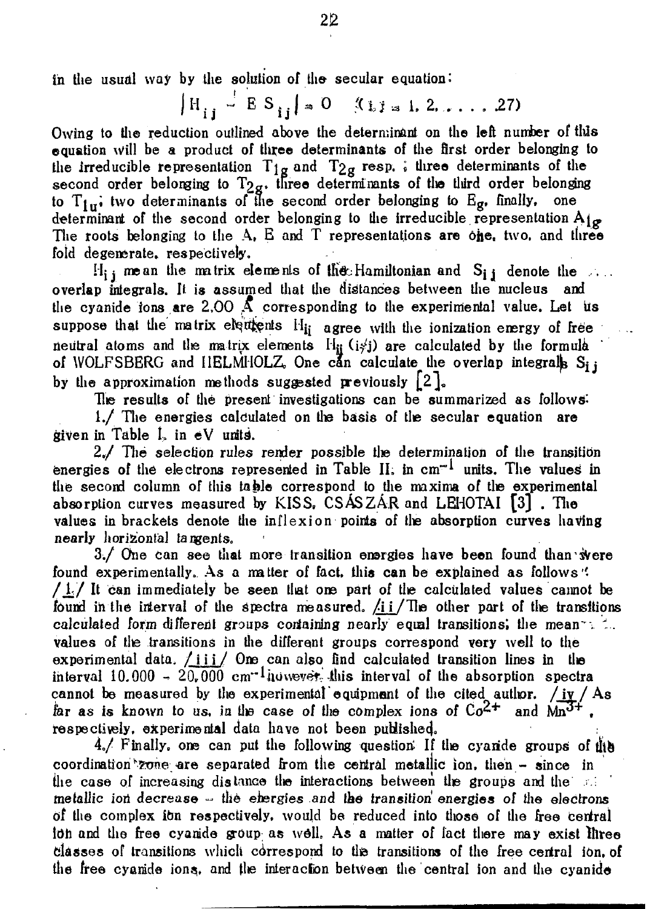in the usual way by the solution of the secular equation:

$$\left| H_{ij} - E\, S_{ij} \right| = 0 \quad (i, j = 1, 2, \ldots, 27)$$

Owing to the reduction outlined above the determinant on the left number of this equation will be a product of three determinants of the first order belonging to the irreducible representation $T_{1g}$ and $T_{2g}$ resp. ; three determinants of the second order belonging to $T_{2g}$, three determinants of the third order belonging to $T_{1u}$; two determinants of the second order belonging to $E_g$, finally, one determinant of the second order belonging to the irreducible representation $A_{1g}$. The roots belonging to the A, E and T representations are one, two, and three fold degenerate, respectively.

$H_{ij}$ mean the matrix elements of the Hamiltonian and $S_{ij}$ denote the overlap integrals. It is assumed that the distances between the nucleus and the cyanide ions are 2.00 Å corresponding to the experimental value. Let us suppose that the matrix elements $H_{ii}$ agree with the ionization energy of free neutral atoms and the matrix elements $H_{ij}$ $(i \neq j)$ are calculated by the formula of WOLFSBERG and HELMHOLZ. One can calculate the overlap integrals $S_{ij}$ by the approximation methods suggested previously [2].

The results of the present investigations can be summarized as follows:

1./ The energies calculated on the basis of the secular equation are given in Table I. in eV units.

2./ The selection rules render possible the determination of the transition energies of the electrons represented in Table II. in $cm^{-1}$ units. The values in the second column of this table correspond to the maxima of the experimental absorption curves measured by KISS, CSÁSZÁR and LEHOTAI [3] . The values in brackets denote the inflexion points of the absorption curves having nearly horizontal tangents.

3./ One can see that more transition energies have been found than were found experimentally. As a matter of fact, this can be explained as follows: /i/ It can immediately be seen that one part of the calculated values cannot be found in the interval of the spectra measured. /ii/ The other part of the transitions calculated form different groups containing nearly equal transitions; the mean values of the transitions in the different groups correspond very well to the experimental data. /iii/ One can also find calculated transition lines in the interval 10.000 - 20.000 $cm^{-1}$ however, this interval of the absorption spectra cannot be measured by the experimental equipment of the cited author. /iv/ As far as is known to us, in the case of the complex ions of $Co^{2+}$ and $Mn^{3+}$, respectively, experimental data have not been published.

4./ Finally, one can put the following question: If the cyanide groups of the coordination zone are separated from the central metallic ion, then - since in the case of increasing distance the interactions between the groups and the metallic ion decrease - the energies and the transition energies of the electrons of the complex ion respectively, would be reduced into those of the free central ion and the free cyanide group as well. As a matter of fact there may exist three classes of transitions which correspond to the transitions of the free central ion, of the free cyanide ions, and the interaction between the central ion and the cyanide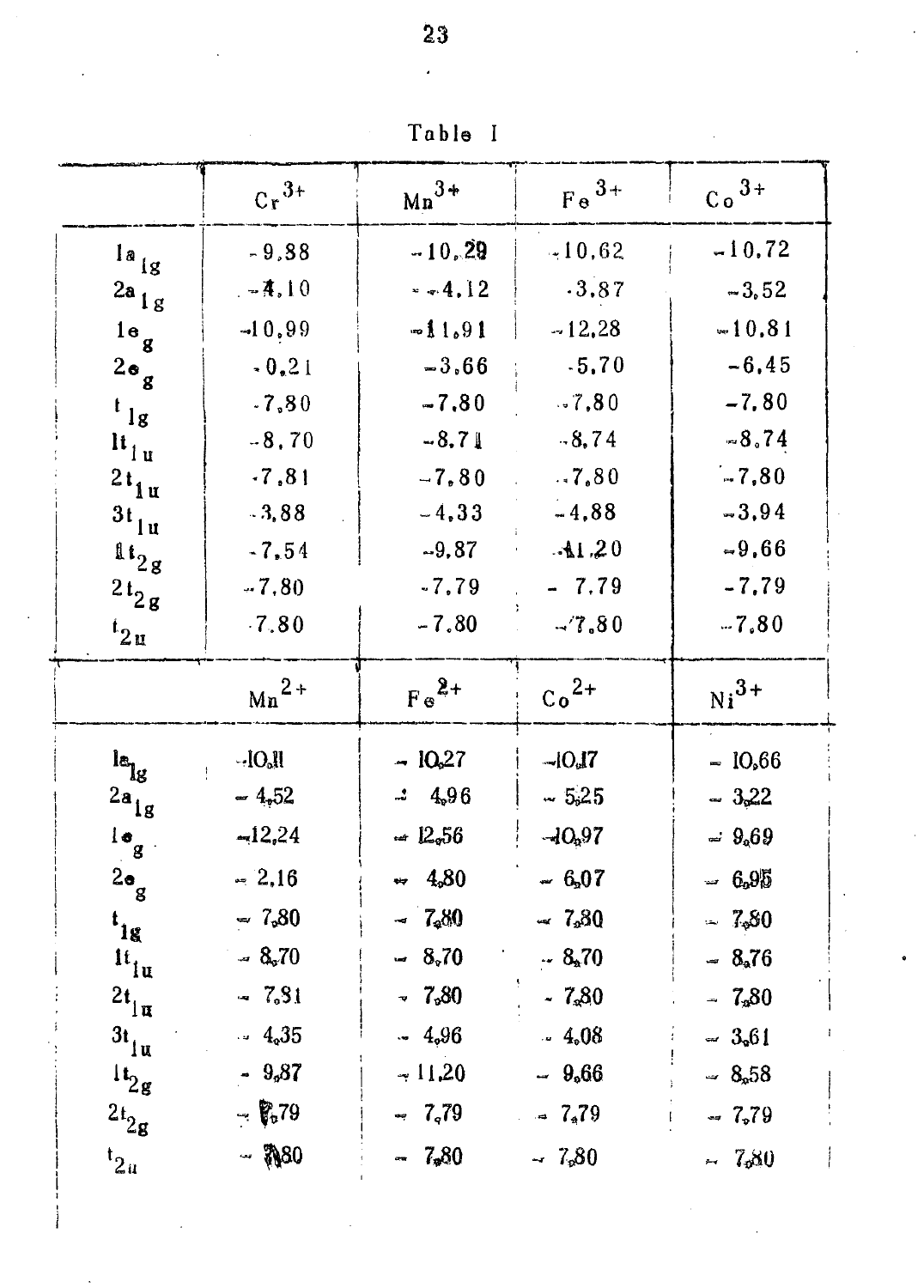Table I

| | $Cr^{3+}$ | $Mn^{3+}$ | $Fe^{3+}$ | $Co^{3+}$ |
|---|---|---|---|---|
| $1a_{1g}$ | -9,88 | -10,29 | -10,62 | -10,72 |
| $2a_{1g}$ | -4,10 | -4,12 | -3,87 | -3,52 |
| $1e_g$ | -10,99 | -11,91 | -12,28 | -10,81 |
| $2e_g$ | -0,21 | -3,66 | -5,70 | -6,45 |
| $t_{1g}$ | -7,80 | -7,80 | -7,80 | -7,80 |
| $1t_{1u}$ | -8,70 | -8,71 | -8,74 | -8,74 |
| $2t_{1u}$ | -7,81 | -7,80 | -7,80 | -7,80 |
| $3t_{1u}$ | -3,88 | -4,33 | -4,88 | -3,94 |
| $1t_{2g}$ | -7,54 | -9,87 | -11,20 | -9,66 |
| $2t_{2g}$ | -7,80 | -7,79 | -7,79 | -7,79 |
| $t_{2u}$ | -7,80 | -7,80 | -7,80 | -7,80 |
| | $Mn^{2+}$ | $Fe^{2+}$ | $Co^{2+}$ | $Ni^{3+}$ |
| $1a_{1g}$ | -10,11 | -10,27 | -10,17 | -10,66 |
| $2a_{1g}$ | -4,52 | -4,96 | -5,25 | -3,22 |
| $1e_g$ | -12,24 | -12,56 | -10,97 | -9,69 |
| $2e_g$ | -2,16 | -4,80 | -6,07 | -6,95 |
| $t_{1g}$ | -7,80 | -7,80 | -7,80 | -7,80 |
| $1t_{1u}$ | -8,70 | -8,70 | -8,70 | -8,76 |
| $2t_{1u}$ | -7,81 | -7,80 | -7,80 | -7,80 |
| $3t_{1u}$ | -4,35 | -4,96 | -4,08 | -3,61 |
| $1t_{2g}$ | -9,87 | -11,20 | -9,66 | -8,58 |
| $2t_{2g}$ | -7,79 | -7,79 | -7,79 | -7,79 |
| $t_{2u}$ | -7,80 | -7,80 | -7,80 | -7,80 |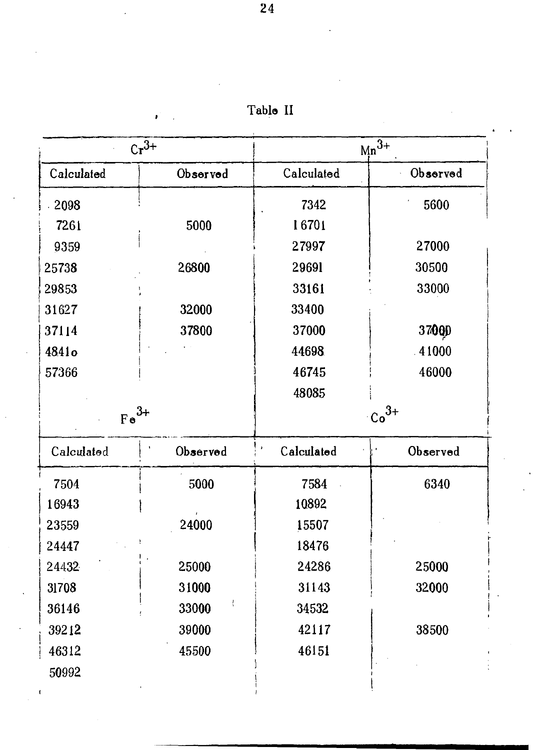Table II

| $Cr^{3+}$ | | $Mn^{3+}$ | |
|---|---|---|---|
| Calculated | Observed | Calculated | Observed |
| 2098 | | 7342 | 5600 |
| 7261 | 5000 | 16701 | |
| 9359 | | 27997 | 27000 |
| 25738 | 26800 | 29691 | 30500 |
| 29853 | | 33161 | 33000 |
| 31627 | 32000 | 33400 | |
| 37114 | 37800 | 37000 | 37000 |
| 4841o | | 44698 | 41000 |
| 57366 | | 46745 | 46000 |
| | | 48085 | |
| $Fe^{3+}$ | | $Co^{3+}$ | |
| Calculated | Observed | Calculated | Observed |
| 7504 | 5000 | 7584 | 6340 |
| 16943 | | 10892 | |
| 23559 | 24000 | 15507 | |
| 24447 | | 18476 | |
| 24432 | 25000 | 24286 | 25000 |
| 31708 | 31000 | 31143 | 32000 |
| 36146 | 33000 | 34532 | |
| 39212 | 39000 | 42117 | 38500 |
| 46312 | 45500 | 46151 | |
| 50992 | | | |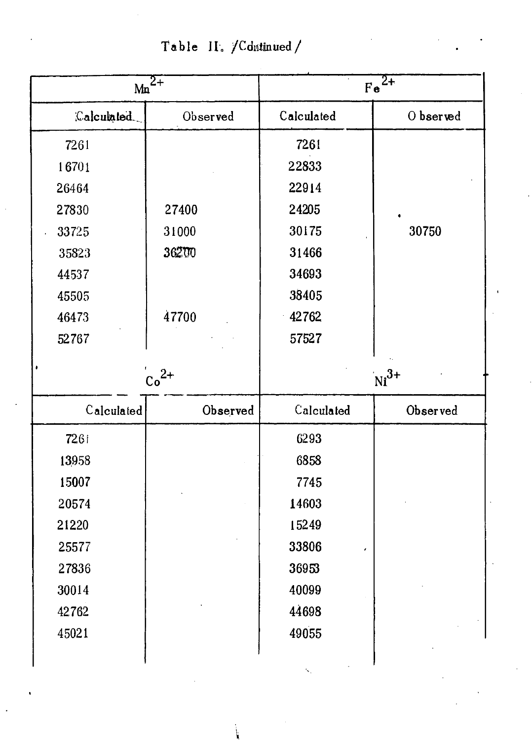Table II. /Continued/

| $Mn^{2+}$ | | $Fe^{2+}$ | |
|---|---|---|---|
| Calculated | Observed | Calculated | Observed |
| 7261 | | 7261 | |
| 16701 | | 22833 | |
| 26464 | | 22914 | |
| 27830 | 27400 | 24205 | |
| 33725 | 31000 | 30175 | 30750 |
| 35823 | 36200 | 31466 | |
| 44537 | | 34693 | |
| 45505 | | 38405 | |
| 46473 | 47700 | 42762 | |
| 52767 | | 57527 | |

| $Co^{2+}$ | | $Ni^{3+}$ | |
|---|---|---|---|
| Calculated | Observed | Calculated | Observed |
| 7261 | | 6293 | |
| 13958 | | 6858 | |
| 15007 | | 7745 | |
| 20574 | | 14603 | |
| 21220 | | 15249 | |
| 25577 | | 33806 | |
| 27836 | | 36953 | |
| 30014 | | 40099 | |
| 42762 | | 44698 | |
| 45021 | | 49055 | |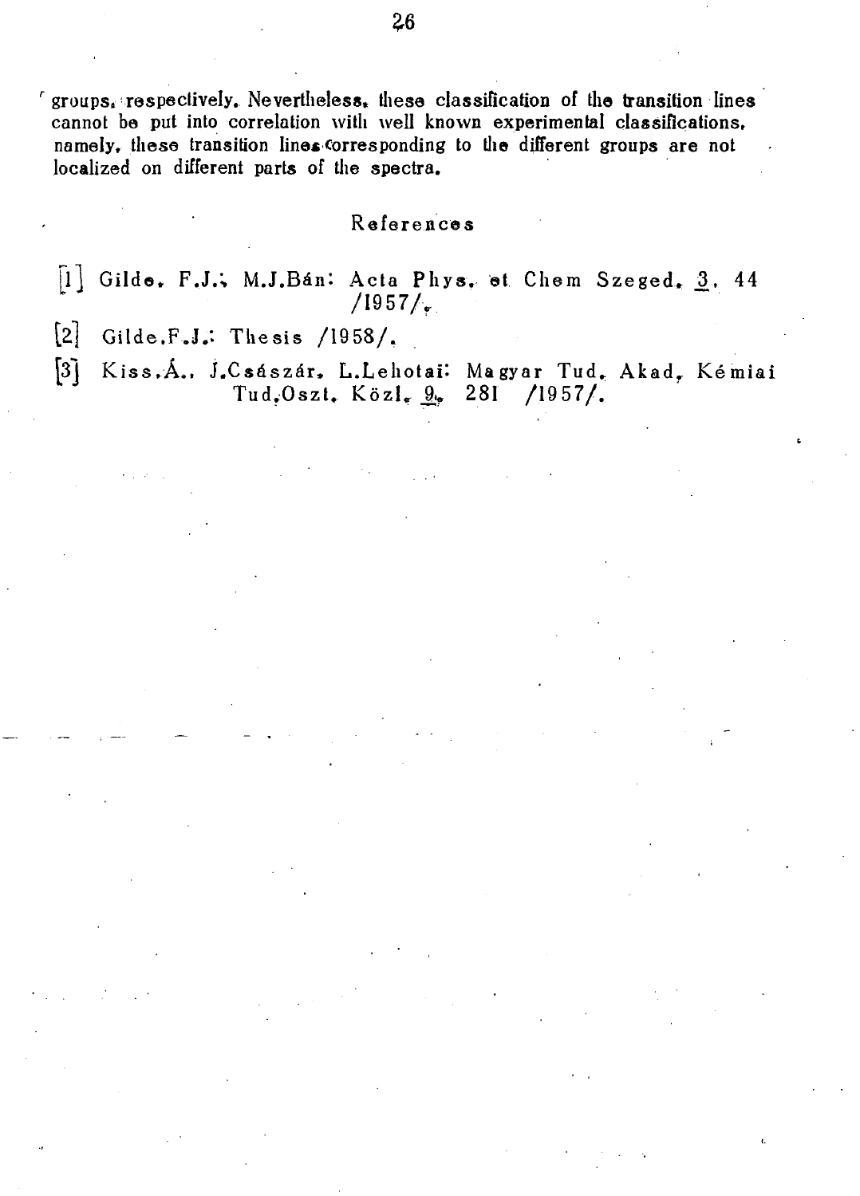groups, respectively. Nevertheless, these classification of the transition lines cannot be put into correlation with well known experimental classifications, namely, these transition lines corresponding to the different groups are not localized on different parts of the spectra.

## References

[1] Gilde, F.J.; M.J.Bán: Acta Phys. et Chem Szeged, 3, 44 /1957/.

[2] Gilde, F.J.: Thesis /1958/.

[3] Kiss, Á., J.Császár, L.Lehotai: Magyar Tud. Akad. Kémiai Tud. Oszt. Közl. 9, 281 /1957/.